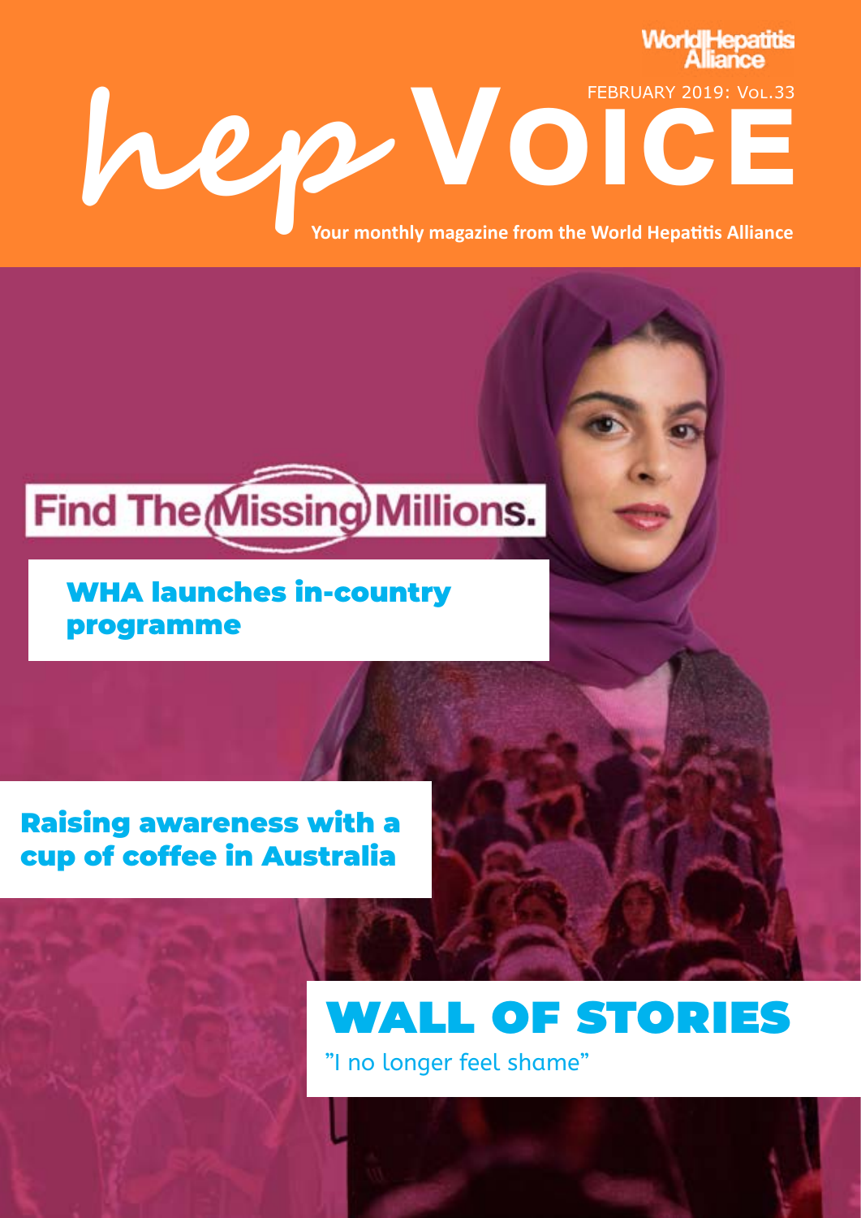World Hepatitis Alliance

FEBRUARY 2019: VOL.33

# hep VOICE

**Your monthly magazine from the World Hepatitis Alliance**

Find The Missing Millions.

## WHA launches in-country programme

## Raising awareness with a cup of coffee in Australia

## WALL OF STORIES

"I no longer feel shame"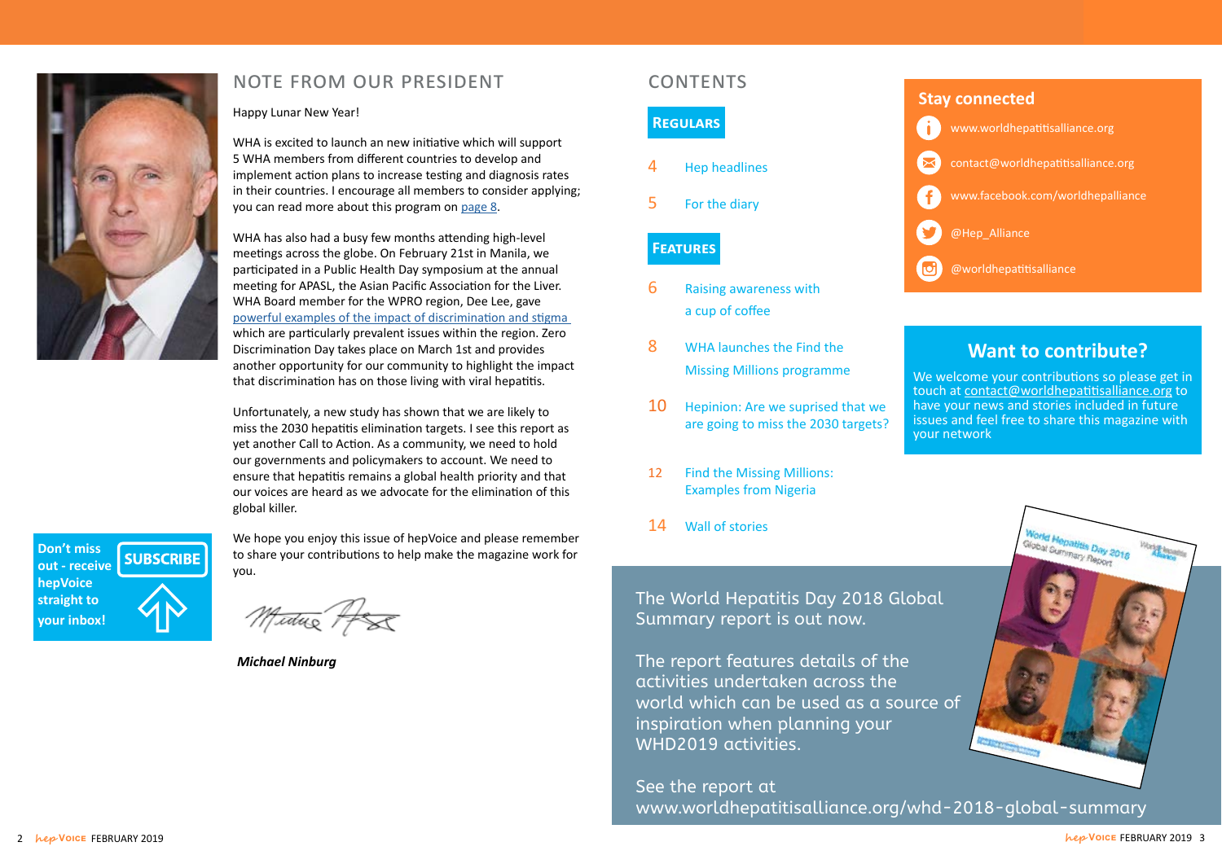## NOTE FROM OUR PRESIDENT

Happy Lunar New Year!

WHA is excited to launch an new initiative which will support 5 WHA members from different countries to develop and implement action plans to increase testing and diagnosis rates in their countries. I encourage all members to consider applying; you can read more about this program on page 8.

WHA has also had a busy few months attending high-level meetings across the globe. On February 21st in Manila, we participated in a Public Health Day symposium at the annual meeting for APASL, the Asian Pacific Association for the Liver. WHA Board member for the WPRO region, Dee Lee, gave powerful examples of the impact of discrimination and stigma which are particularly prevalent issues within the region. Zero Discrimination Day takes place on March 1st and provides another opportunity for our community to highlight the impact that discrimination has on those living with viral hepatitis.

Unfortunately, a new study has shown that we are likely to miss the 2030 hepatitis elimination targets. I see this report as yet another Call to Action. As a community, we need to hold our governments and policymakers to account. We need to ensure that hepatitis remains a global health priority and that our voices are heard as we advocate for the elimination of this global killer.

We hope you enjoy this issue of hepVoice and please remember to share your contributions to help make the magazine work for you.

***Michael Ninburg***

**Don't miss out - receive hepVoice straight to your inbox!** **SUBSCRIBE**

## CONTENTS

### REGULARS

4 Hep headlines

5 For the diary

### FEATURES

6 Raising awareness with a cup of coffee

8 WHA launches the Find the Missing Millions programme

10 Hepinion: Are we suprised that we are going to miss the 2030 targets?

12 Find the Missing Millions: Examples from Nigeria

14 Wall of stories

### Stay connected

www.worldhepatitisalliance.org

contact@worldhepatitisalliance.org

www.facebook.com/worldhepalliance

@Hep_Alliance

@worldhepatitisalliance

### Want to contribute?

We welcome your contributions so please get in touch at contact@worldhepatitisalliance.org to have your news and stories included in future issues and feel free to share this magazine with your network

The World Hepatitis Day 2018 Global Summary report is out now.

The report features details of the activities undertaken across the world which can be used as a source of inspiration when planning your WHD2019 activities.

See the report at www.worldhepatitisalliance.org/whd-2018-global-summary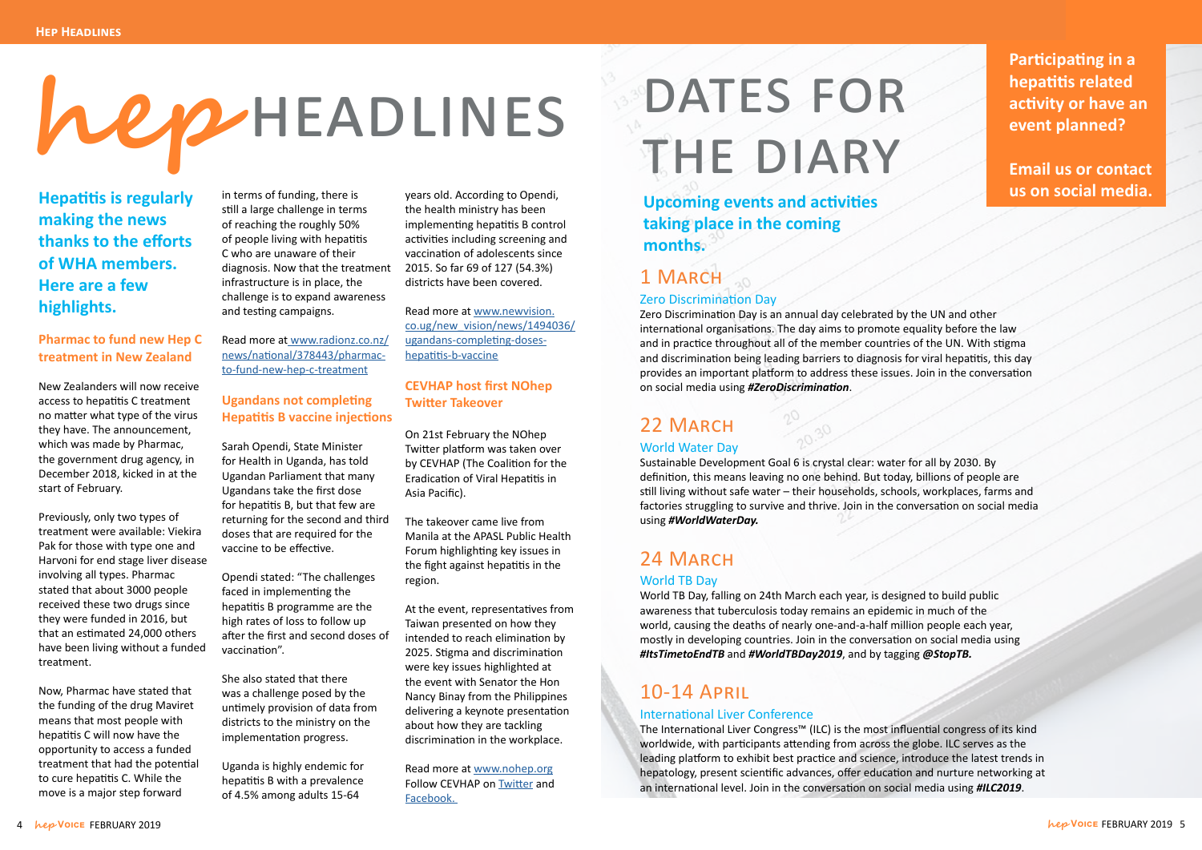# hep HEADLINES

**Hepatitis is regularly making the news thanks to the efforts of WHA members. Here are a few highlights.**

### Pharmac to fund new Hep C treatment in New Zealand

New Zealanders will now receive access to hepatitis C treatment no matter what type of the virus they have. The announcement, which was made by Pharmac, the government drug agency, in December 2018, kicked in at the start of February.

Previously, only two types of treatment were available: Viekira Pak for those with type one and Harvoni for end stage liver disease involving all types. Pharmac stated that about 3000 people received these two drugs since they were funded in 2016, but that an estimated 24,000 others have been living without a funded treatment.

Now, Pharmac have stated that the funding of the drug Maviret means that most people with hepatitis C will now have the opportunity to access a funded treatment that had the potential to cure hepatitis C. While the move is a major step forward in terms of funding, there is still a large challenge in terms of reaching the roughly 50% of people living with hepatitis C who are unaware of their diagnosis. Now that the treatment infrastructure is in place, the challenge is to expand awareness and testing campaigns.

Read more at [www.radionz.co.nz/news/national/378443/pharmac-to-fund-new-hep-c-treatment](www.radionz.co.nz/news/national/378443/pharmac-to-fund-new-hep-c-treatment)

### Ugandans not completing Hepatitis B vaccine injections

Sarah Opendi, State Minister for Health in Uganda, has told Ugandan Parliament that many Ugandans take the first dose for hepatitis B, but that few are returning for the second and third doses that are required for the vaccine to be effective.

Opendi stated: "The challenges faced in implementing the hepatitis B programme are the high rates of loss to follow up after the first and second doses of vaccination".

She also stated that there was a challenge posed by the untimely provision of data from districts to the ministry on the implementation progress.

Uganda is highly endemic for hepatitis B with a prevalence of 4.5% among adults 15-64 years old. According to Opendi, the health ministry has been implementing hepatitis B control activities including screening and vaccination of adolescents since 2015. So far 69 of 127 (54.3%) districts have been covered.

Read more at [www.newvision.co.ug/new_vision/news/1494036/ugandans-completing-doses-hepatitis-b-vaccine](www.newvision.co.ug/new_vision/news/1494036/ugandans-completing-doses-hepatitis-b-vaccine)

### CEVHAP host first NOhep Twitter Takeover

On 21st February the NOhep Twitter platform was taken over by CEVHAP (The Coalition for the Eradication of Viral Hepatitis in Asia Pacific).

The takeover came live from Manila at the APASL Public Health Forum highlighting key issues in the fight against hepatitis in the region.

At the event, representatives from Taiwan presented on how they intended to reach elimination by 2025. Stigma and discrimination were key issues highlighted at the event with Senator the Hon Nancy Binay from the Philippines delivering a keynote presentation about how they are tackling discrimination in the workplace.

Read more at [www.nohep.org](www.nohep.org)
Follow CEVHAP on Twitter and Facebook.

# DATES FOR THE DIARY

**Upcoming events and activities taking place in the coming months.**

**Participating in a hepatitis related activity or have an event planned?**

**Email us or contact us on social media.**

## 1 March

### Zero Discrimination Day

Zero Discrimination Day is an annual day celebrated by the UN and other international organisations. The day aims to promote equality before the law and in practice throughout all of the member countries of the UN. With stigma and discrimination being leading barriers to diagnosis for viral hepatitis, this day provides an important platform to address these issues. Join in the conversation on social media using ***#ZeroDiscrimination***.

## 22 March

### World Water Day

Sustainable Development Goal 6 is crystal clear: water for all by 2030. By definition, this means leaving no one behind. But today, billions of people are still living without safe water – their households, schools, workplaces, farms and factories struggling to survive and thrive. Join in the conversation on social media using ***#WorldWaterDay.***

## 24 March

### World TB Day

World TB Day, falling on 24th March each year, is designed to build public awareness that tuberculosis today remains an epidemic in much of the world, causing the deaths of nearly one-and-a-half million people each year, mostly in developing countries. Join in the conversation on social media using ***#ItsTimetoEndTB*** and ***#WorldTBDay2019***, and by tagging ***@StopTB.***

## 10-14 April

### International Liver Conference

The International Liver Congress™ (ILC) is the most influential congress of its kind worldwide, with participants attending from across the globe. ILC serves as the leading platform to exhibit best practice and science, introduce the latest trends in hepatology, present scientific advances, offer education and nurture networking at an international level. Join in the conversation on social media using ***#ILC2019***.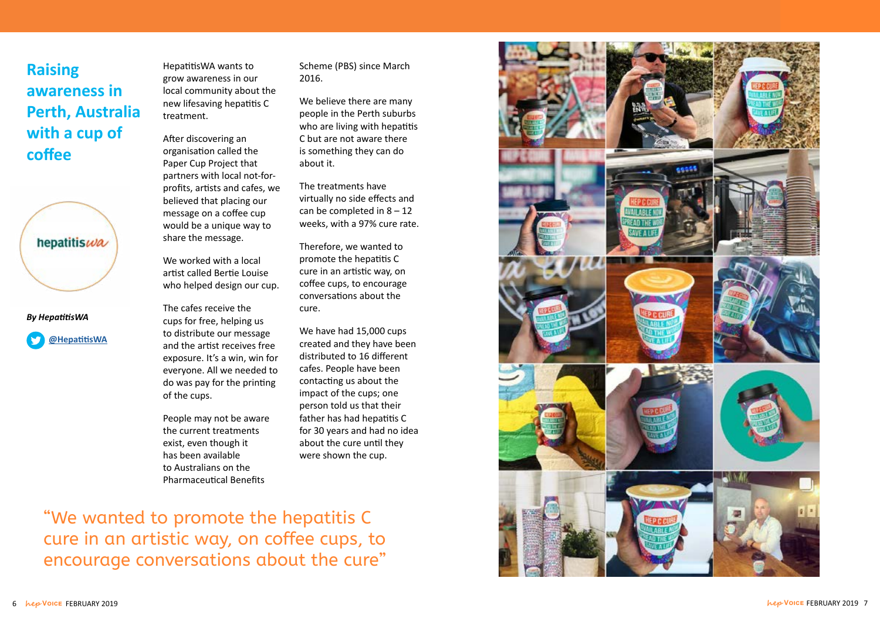# Raising awareness in Perth, Australia with a cup of coffee

***By HepatitisWA***

@HepatitisWA

HepatitisWA wants to grow awareness in our local community about the new lifesaving hepatitis C treatment.

After discovering an organisation called the Paper Cup Project that partners with local not-for-profits, artists and cafes, we believed that placing our message on a coffee cup would be a unique way to share the message.

We worked with a local artist called Bertie Louise who helped design our cup.

The cafes receive the cups for free, helping us to distribute our message and the artist receives free exposure. It's a win, win for everyone. All we needed to do was pay for the printing of the cups.

People may not be aware the current treatments exist, even though it has been available to Australians on the Pharmaceutical Benefits Scheme (PBS) since March 2016.

We believe there are many people in the Perth suburbs who are living with hepatitis C but are not aware there is something they can do about it.

The treatments have virtually no side effects and can be completed in 8 – 12 weeks, with a 97% cure rate.

Therefore, we wanted to promote the hepatitis C cure in an artistic way, on coffee cups, to encourage conversations about the cure.

We have had 15,000 cups created and they have been distributed to 16 different cafes. People have been contacting us about the impact of the cups; one person told us that their father has had hepatitis C for 30 years and had no idea about the cure until they were shown the cup.

> "We wanted to promote the hepatitis C cure in an artistic way, on coffee cups, to encourage conversations about the cure"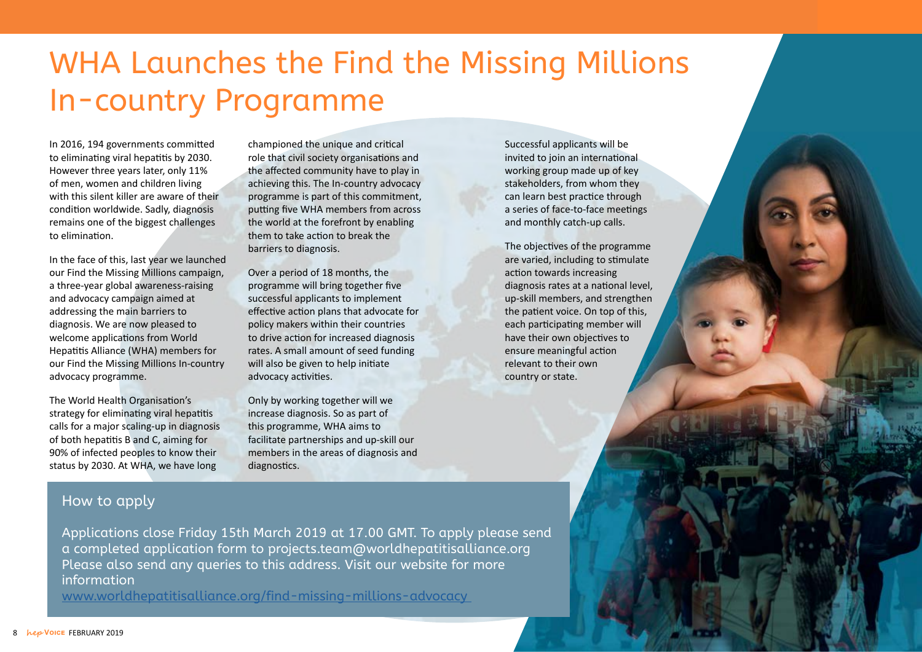# WHA Launches the Find the Missing Millions In-country Programme

In 2016, 194 governments committed to eliminating viral hepatitis by 2030. However three years later, only 11% of men, women and children living with this silent killer are aware of their condition worldwide. Sadly, diagnosis remains one of the biggest challenges to elimination.

In the face of this, last year we launched our Find the Missing Millions campaign, a three-year global awareness-raising and advocacy campaign aimed at addressing the main barriers to diagnosis. We are now pleased to welcome applications from World Hepatitis Alliance (WHA) members for our Find the Missing Millions In-country advocacy programme.

The World Health Organisation's strategy for eliminating viral hepatitis calls for a major scaling-up in diagnosis of both hepatitis B and C, aiming for 90% of infected peoples to know their status by 2030. At WHA, we have long championed the unique and critical role that civil society organisations and the affected community have to play in achieving this. The In-country advocacy programme is part of this commitment, putting five WHA members from across the world at the forefront by enabling them to take action to break the barriers to diagnosis.

Over a period of 18 months, the programme will bring together five successful applicants to implement effective action plans that advocate for policy makers within their countries to drive action for increased diagnosis rates. A small amount of seed funding will also be given to help initiate advocacy activities.

Only by working together will we increase diagnosis. So as part of this programme, WHA aims to facilitate partnerships and up-skill our members in the areas of diagnosis and diagnostics.

Successful applicants will be invited to join an international working group made up of key stakeholders, from whom they can learn best practice through a series of face-to-face meetings and monthly catch-up calls.

The objectives of the programme are varied, including to stimulate action towards increasing diagnosis rates at a national level, up-skill members, and strengthen the patient voice. On top of this, each participating member will have their own objectives to ensure meaningful action relevant to their own country or state.

## How to apply

Applications close Friday 15th March 2019 at 17.00 GMT. To apply please send a completed application form to projects.team@worldhepatitisalliance.org Please also send any queries to this address. Visit our website for more information

www.worldhepatitisalliance.org/find-missing-millions-advocacy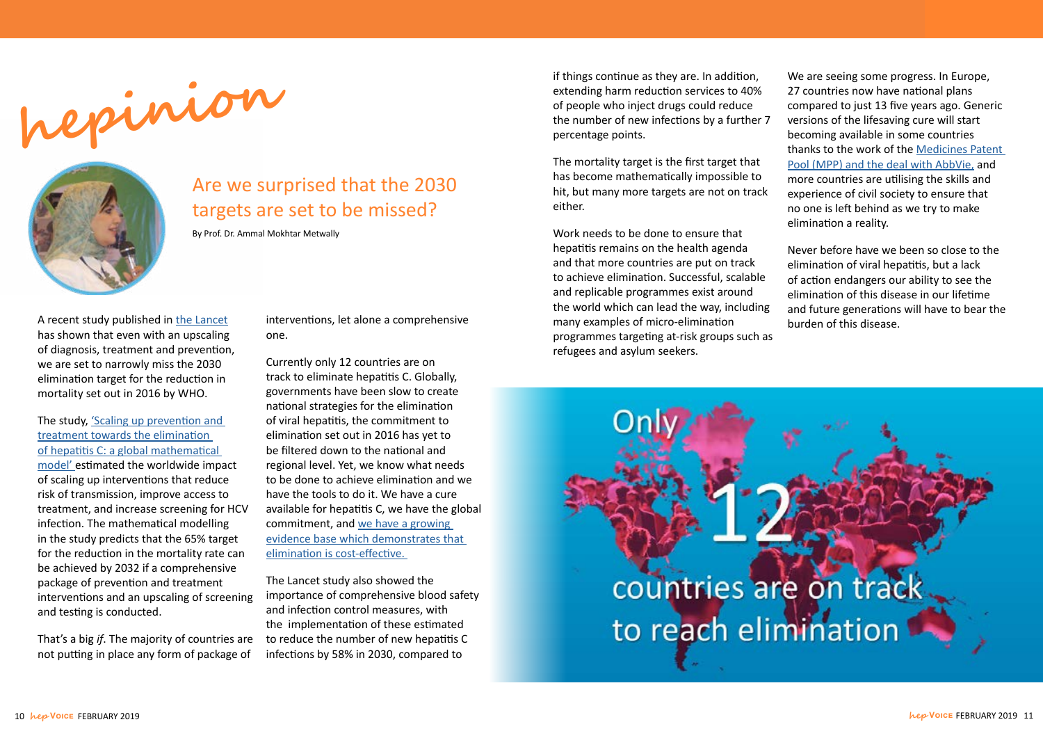# hepinion

## Are we surprised that the 2030 targets are set to be missed?

By Prof. Dr. Ammal Mokhtar Metwally

A recent study published in the Lancet has shown that even with an upscaling of diagnosis, treatment and prevention, we are set to narrowly miss the 2030 elimination target for the reduction in mortality set out in 2016 by WHO.

The study, 'Scaling up prevention and treatment towards the elimination of hepatitis C: a global mathematical model' estimated the worldwide impact of scaling up interventions that reduce risk of transmission, improve access to treatment, and increase screening for HCV infection. The mathematical modelling in the study predicts that the 65% target for the reduction in the mortality rate can be achieved by 2032 if a comprehensive package of prevention and treatment interventions and an upscaling of screening and testing is conducted.

That's a big *if*. The majority of countries are not putting in place any form of package of interventions, let alone a comprehensive one.

Currently only 12 countries are on track to eliminate hepatitis C. Globally, governments have been slow to create national strategies for the elimination of viral hepatitis, the commitment to elimination set out in 2016 has yet to be filtered down to the national and regional level. Yet, we know what needs to be done to achieve elimination and we have the tools to do it. We have a cure available for hepatitis C, we have the global commitment, and we have a growing evidence base which demonstrates that elimination is cost-effective.

The Lancet study also showed the importance of comprehensive blood safety and infection control measures, with the implementation of these estimated to reduce the number of new hepatitis C infections by 58% in 2030, compared to if things continue as they are. In addition, extending harm reduction services to 40% of people who inject drugs could reduce the number of new infections by a further 7 percentage points.

The mortality target is the first target that has become mathematically impossible to hit, but many more targets are not on track either.

Work needs to be done to ensure that hepatitis remains on the health agenda and that more countries are put on track to achieve elimination. Successful, scalable and replicable programmes exist around the world which can lead the way, including many examples of micro-elimination programmes targeting at-risk groups such as refugees and asylum seekers.

We are seeing some progress. In Europe, 27 countries now have national plans compared to just 13 five years ago. Generic versions of the lifesaving cure will start becoming available in some countries thanks to the work of the Medicines Patent Pool (MPP) and the deal with AbbVie, and more countries are utilising the skills and experience of civil society to ensure that no one is left behind as we try to make elimination a reality.

Never before have we been so close to the elimination of viral hepatitis, but a lack of action endangers our ability to see the elimination of this disease in our lifetime and future generations will have to bear the burden of this disease.

Only 12 countries are on track to reach elimination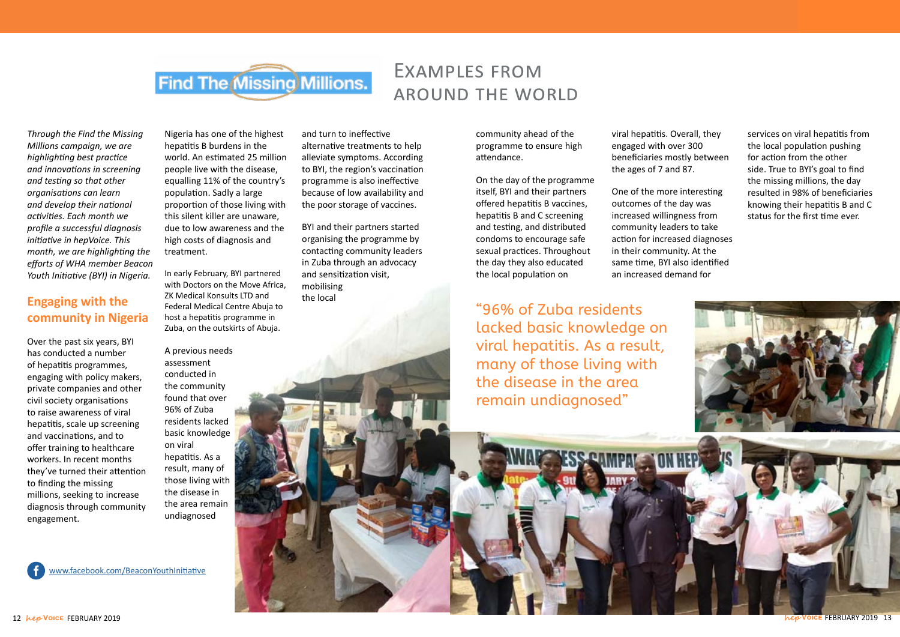Find The Missing Millions.

# Examples from around the world

*Through the Find the Missing Millions campaign, we are highlighting best practice and innovations in screening and testing so that other organisations can learn and develop their national activities. Each month we profile a successful diagnosis initiative in hepVoice. This month, we are highlighting the efforts of WHA member Beacon Youth Initiative (BYI) in Nigeria.*

## Engaging with the community in Nigeria

Over the past six years, BYI has conducted a number of hepatitis programmes, engaging with policy makers, private companies and other civil society organisations to raise awareness of viral hepatitis, scale up screening and vaccinations, and to offer training to healthcare workers. In recent months they've turned their attention to finding the missing millions, seeking to increase diagnosis through community engagement.

www.facebook.com/BeaconYouthInitiative

Nigeria has one of the highest hepatitis B burdens in the world. An estimated 25 million people live with the disease, equalling 11% of the country's population. Sadly a large proportion of those living with this silent killer are unaware, due to low awareness and the high costs of diagnosis and treatment.

In early February, BYI partnered with Doctors on the Move Africa, ZK Medical Konsults LTD and Federal Medical Centre Abuja to host a hepatitis programme in Zuba, on the outskirts of Abuja.

A previous needs assessment conducted in the community found that over 96% of Zuba residents lacked basic knowledge on viral hepatitis. As a result, many of those living with the disease in the area remain undiagnosed and turn to ineffective alternative treatments to help alleviate symptoms. According to BYI, the region's vaccination programme is also ineffective because of low availability and the poor storage of vaccines.

BYI and their partners started organising the programme by contacting community leaders in Zuba through an advocacy and sensitization visit, mobilising the local community ahead of the programme to ensure high attendance.

On the day of the programme itself, BYI and their partners offered hepatitis B vaccines, hepatitis B and C screening and testing, and distributed condoms to encourage safe sexual practices. Throughout the day they also educated the local population on viral hepatitis. Overall, they engaged with over 300 beneficiaries mostly between the ages of 7 and 87.

One of the more interesting outcomes of the day was increased willingness from community leaders to take action for increased diagnoses in their community. At the same time, BYI also identified an increased demand for services on viral hepatitis from the local population pushing for action from the other side. True to BYI's goal to find the missing millions, the day resulted in 98% of beneficiaries knowing their hepatitis B and C status for the first time ever.

> "96% of Zuba residents lacked basic knowledge on viral hepatitis. As a result, many of those living with the disease in the area remain undiagnosed"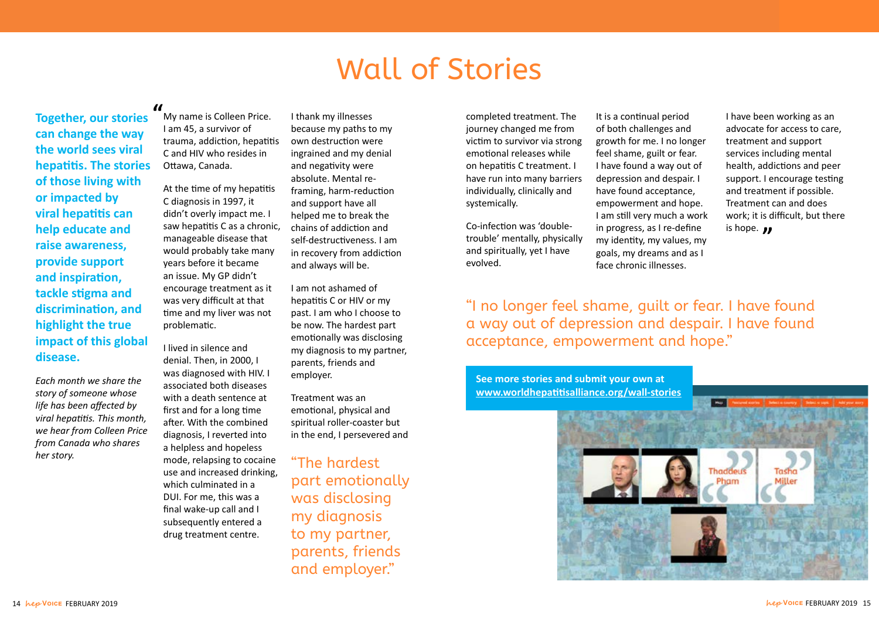# Wall of Stories

**Together, our stories can change the way the world sees viral hepatitis. The stories of those living with or impacted by viral hepatitis can help educate and raise awareness, provide support and inspiration, tackle stigma and discrimination, and highlight the true impact of this global disease.**

*Each month we share the story of someone whose life has been affected by viral hepatitis. This month, we hear from Colleen Price from Canada who shares her story.*

"My name is Colleen Price. I am 45, a survivor of trauma, addiction, hepatitis C and HIV who resides in Ottawa, Canada.

At the time of my hepatitis C diagnosis in 1997, it didn't overly impact me. I saw hepatitis C as a chronic, manageable disease that would probably take many years before it became an issue. My GP didn't encourage treatment as it was very difficult at that time and my liver was not problematic.

I lived in silence and denial. Then, in 2000, I was diagnosed with HIV. I associated both diseases with a death sentence at first and for a long time after. With the combined diagnosis, I reverted into a helpless and hopeless mode, relapsing to cocaine use and increased drinking, which culminated in a DUI. For me, this was a final wake-up call and I subsequently entered a drug treatment centre.

I thank my illnesses because my paths to my own destruction were ingrained and my denial and negativity were absolute. Mental re-framing, harm-reduction and support have all helped me to break the chains of addiction and self-destructiveness. I am in recovery from addiction and always will be.

I am not ashamed of hepatitis C or HIV or my past. I am who I choose to be now. The hardest part emotionally was disclosing my diagnosis to my partner, parents, friends and employer.

Treatment was an emotional, physical and spiritual roller-coaster but in the end, I persevered and completed treatment. The journey changed me from victim to survivor via strong emotional releases while on hepatitis C treatment. I have run into many barriers individually, clinically and systemically.

Co-infection was 'double-trouble' mentally, physically and spiritually, yet I have evolved.

It is a continual period of both challenges and growth for me. I no longer feel shame, guilt or fear. I have found a way out of depression and despair. I have found acceptance, empowerment and hope. I am still very much a work in progress, as I re-define my identity, my values, my goals, my dreams and as I face chronic illnesses.

I have been working as an advocate for access to care, treatment and support services including mental health, addictions and peer support. I encourage testing and treatment if possible. Treatment can and does work; it is difficult, but there is hope."

"The hardest part emotionally was disclosing my diagnosis to my partner, parents, friends and employer."

"I no longer feel shame, guilt or fear. I have found a way out of depression and despair. I have found acceptance, empowerment and hope."

**See more stories and submit your own at [www.worldhepatitisalliance.org/wall-stories](www.worldhepatitisalliance.org/wall-stories)**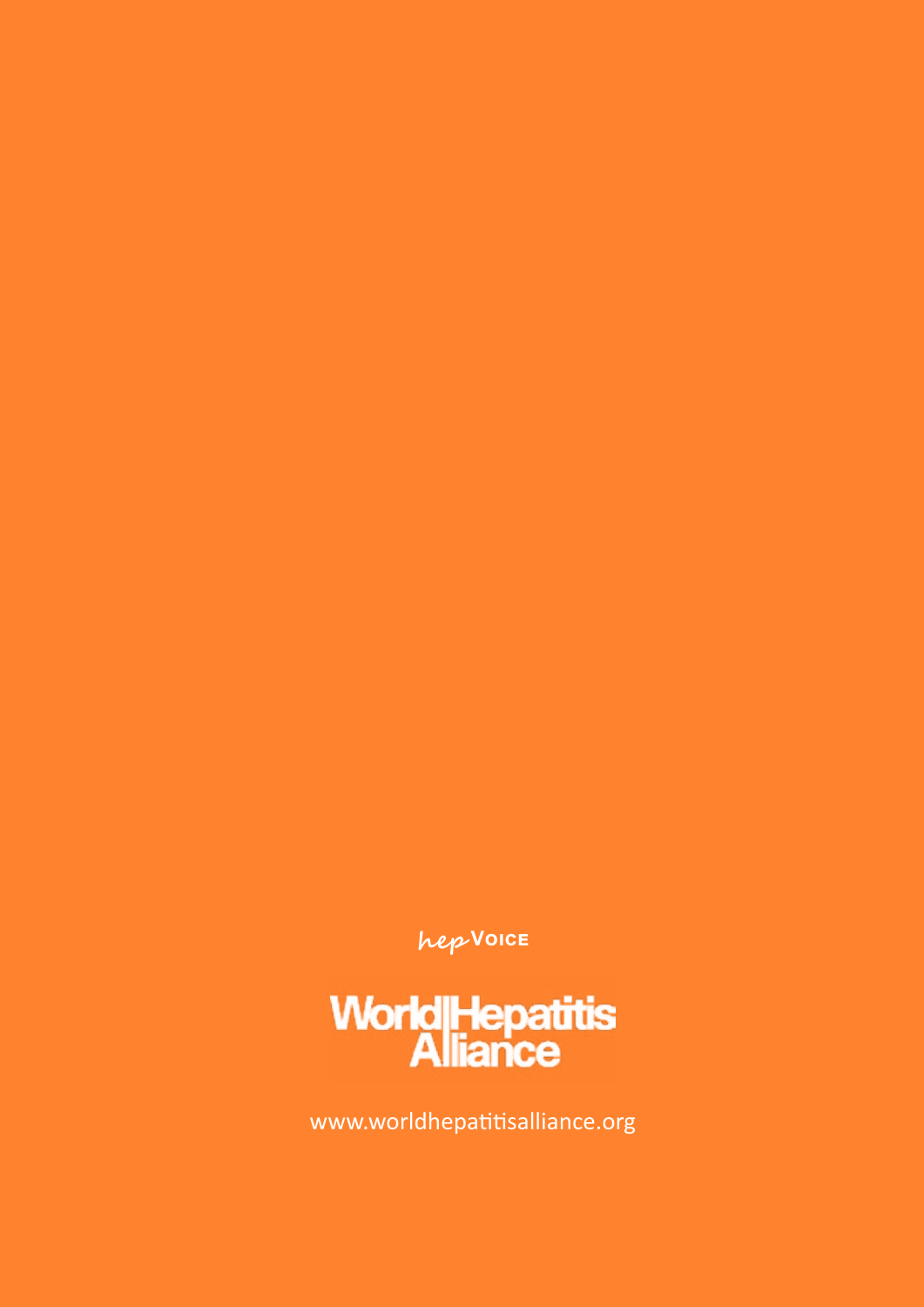*hep* VOICE

World Hepatitis Alliance

www.worldhepatitisalliance.org